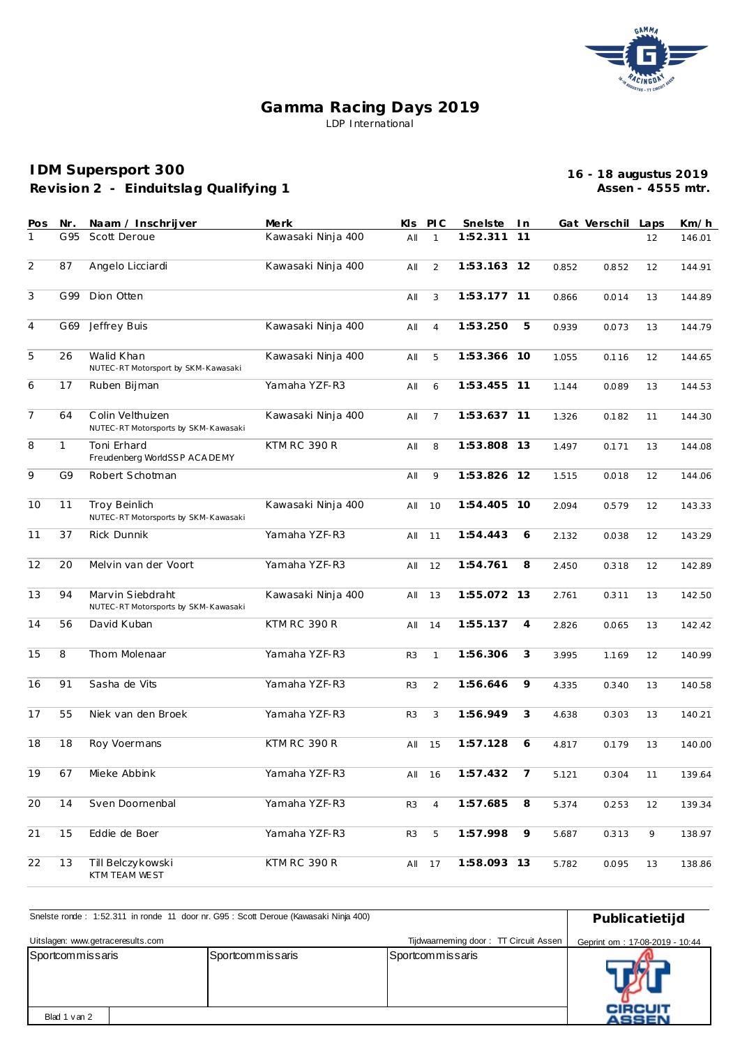# Gamma Racing Days 2019

LDP International

## IDM Supersport 300
**Revision 2 - Einduitslag Qualifying 1**

**16 - 18 augustus 2019**
**Assen - 4555 mtr.**

| Pos | Nr. | Naam / Inschrijver | Merk | Kls | PIC | Snelste | In | Gat | Verschil | Laps | Km/h |
|---|---|---|---|---|---|---|---|---|---|---|---|
| 1 | G95 | Scott Deroue | Kawasaki Ninja 400 | All | 1 | **1:52.311** | **11** | | | 12 | 146.01 |
| 2 | 87 | Angelo Licciardi | Kawasaki Ninja 400 | All | 2 | **1:53.163** | **12** | 0.852 | 0.852 | 12 | 144.91 |
| 3 | G99 | Dion Otten | | All | 3 | **1:53.177** | **11** | 0.866 | 0.014 | 13 | 144.89 |
| 4 | G69 | Jeffrey Buis | Kawasaki Ninja 400 | All | 4 | **1:53.250** | **5** | 0.939 | 0.073 | 13 | 144.79 |
| 5 | 26 | Walid Khan<br>NUTEC-RT Motorsport by SKM-Kawasaki | Kawasaki Ninja 400 | All | 5 | **1:53.366** | **10** | 1.055 | 0.116 | 12 | 144.65 |
| 6 | 17 | Ruben Bijman | Yamaha YZF-R3 | All | 6 | **1:53.455** | **11** | 1.144 | 0.089 | 13 | 144.53 |
| 7 | 64 | Colin Velthuizen<br>NUTEC-RT Motorsports by SKM-Kawasaki | Kawasaki Ninja 400 | All | 7 | **1:53.637** | **11** | 1.326 | 0.182 | 11 | 144.30 |
| 8 | 1 | Toni Erhard<br>Freudenberg WorldSSP ACADEMY | KTM RC 390 R | All | 8 | **1:53.808** | **13** | 1.497 | 0.171 | 13 | 144.08 |
| 9 | G9 | Robert Schotman | | All | 9 | **1:53.826** | **12** | 1.515 | 0.018 | 12 | 144.06 |
| 10 | 11 | Troy Beinlich<br>NUTEC-RT Motorsports by SKM-Kawasaki | Kawasaki Ninja 400 | All | 10 | **1:54.405** | **10** | 2.094 | 0.579 | 12 | 143.33 |
| 11 | 37 | Rick Dunnik | Yamaha YZF-R3 | All | 11 | **1:54.443** | **6** | 2.132 | 0.038 | 12 | 143.29 |
| 12 | 20 | Melvin van der Voort | Yamaha YZF-R3 | All | 12 | **1:54.761** | **8** | 2.450 | 0.318 | 12 | 142.89 |
| 13 | 94 | Marvin Siebdraht<br>NUTEC-RT Motorsports by SKM-Kawasaki | Kawasaki Ninja 400 | All | 13 | **1:55.072** | **13** | 2.761 | 0.311 | 13 | 142.50 |
| 14 | 56 | David Kuban | KTM RC 390 R | All | 14 | **1:55.137** | **4** | 2.826 | 0.065 | 13 | 142.42 |
| 15 | 8 | Thom Molenaar | Yamaha YZF-R3 | R3 | 1 | **1:56.306** | **3** | 3.995 | 1.169 | 12 | 140.99 |
| 16 | 91 | Sasha de Vits | Yamaha YZF-R3 | R3 | 2 | **1:56.646** | **9** | 4.335 | 0.340 | 13 | 140.58 |
| 17 | 55 | Niek van den Broek | Yamaha YZF-R3 | R3 | 3 | **1:56.949** | **3** | 4.638 | 0.303 | 13 | 140.21 |
| 18 | 18 | Roy Voermans | KTM RC 390 R | All | 15 | **1:57.128** | **6** | 4.817 | 0.179 | 13 | 140.00 |
| 19 | 67 | Mieke Abbink | Yamaha YZF-R3 | All | 16 | **1:57.432** | **7** | 5.121 | 0.304 | 11 | 139.64 |
| 20 | 14 | Sven Doornenbal | Yamaha YZF-R3 | R3 | 4 | **1:57.685** | **8** | 5.374 | 0.253 | 12 | 139.34 |
| 21 | 15 | Eddie de Boer | Yamaha YZF-R3 | R3 | 5 | **1:57.998** | **9** | 5.687 | 0.313 | 9 | 138.97 |
| 22 | 13 | Till Belczykowski<br>KTM TEAM WEST | KTM RC 390 R | All | 17 | **1:58.093** | **13** | 5.782 | 0.095 | 13 | 138.86 |

Snelste ronde : 1:52.311 in ronde 11 door nr. G95 : Scott Deroue (Kawasaki Ninja 400)

**Publicatietijd**

Uitslagen: www.getraceresults.com

Tijdwaarneming door : TT Circuit Assen

Geprint om : 17-08-2019 - 10:44

| Sportcommissaris | Sportcommissaris | Sportcommissaris |
|---|---|---|
| | | |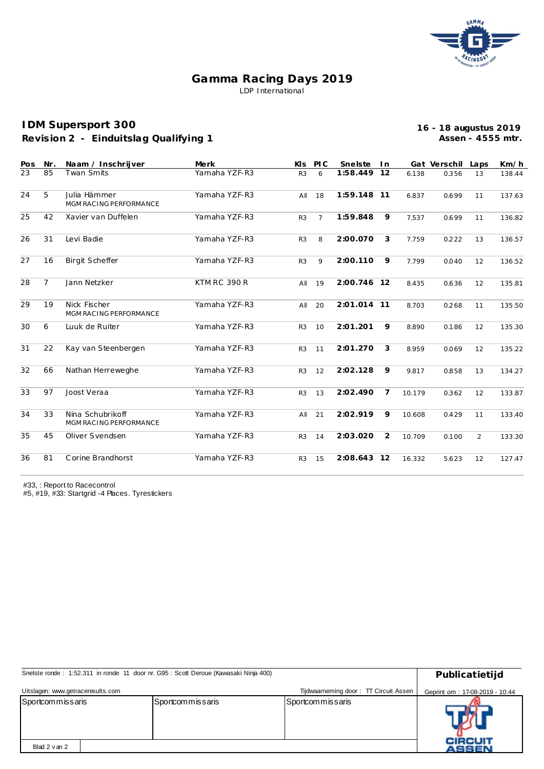# Gamma Racing Days 2019

LDP International

## IDM Supersport 300

**Revision 2 - Einduitslag Qualifying 1**

**16 - 18 augustus 2019**
**Assen - 4555 mtr.**

| Pos | Nr. | Naam / Inschrijver | Merk | Kls | PIC | Snelste | In | Gat | Verschil | Laps | Km/h |
|---|---|---|---|---|---|---|---|---|---|---|---|
| 23 | 85 | Twan Smits | Yamaha YZF-R3 | R3 | 6 | **1:58.449** | **12** | 6.138 | 0.356 | 13 | 138.44 |
| 24 | 5 | Julia Hämmer<br>MGM RACING PERFORMANCE | Yamaha YZF-R3 | All | 18 | **1:59.148** | **11** | 6.837 | 0.699 | 11 | 137.63 |
| 25 | 42 | Xavier van Duffelen | Yamaha YZF-R3 | R3 | 7 | **1:59.848** | **9** | 7.537 | 0.699 | 11 | 136.82 |
| 26 | 31 | Levi Badie | Yamaha YZF-R3 | R3 | 8 | **2:00.070** | **3** | 7.759 | 0.222 | 13 | 136.57 |
| 27 | 16 | Birgit Scheffer | Yamaha YZF-R3 | R3 | 9 | **2:00.110** | **9** | 7.799 | 0.040 | 12 | 136.52 |
| 28 | 7 | Jann Netzker | KTM RC 390 R | All | 19 | **2:00.746** | **12** | 8.435 | 0.636 | 12 | 135.81 |
| 29 | 19 | Nick Fischer<br>MGM RACING PERFORMANCE | Yamaha YZF-R3 | All | 20 | **2:01.014** | **11** | 8.703 | 0.268 | 11 | 135.50 |
| 30 | 6 | Luuk de Ruiter | Yamaha YZF-R3 | R3 | 10 | **2:01.201** | **9** | 8.890 | 0.186 | 12 | 135.30 |
| 31 | 22 | Kay van Steenbergen | Yamaha YZF-R3 | R3 | 11 | **2:01.270** | **3** | 8.959 | 0.069 | 12 | 135.22 |
| 32 | 66 | Nathan Herreweghe | Yamaha YZF-R3 | R3 | 12 | **2:02.128** | **9** | 9.817 | 0.858 | 13 | 134.27 |
| 33 | 97 | Joost Veraa | Yamaha YZF-R3 | R3 | 13 | **2:02.490** | **7** | 10.179 | 0.362 | 12 | 133.87 |
| 34 | 33 | Nina Schubrikoff<br>MGM RACING PERFORMANCE | Yamaha YZF-R3 | All | 21 | **2:02.919** | **9** | 10.608 | 0.429 | 11 | 133.40 |
| 35 | 45 | Oliver Svendsen | Yamaha YZF-R3 | R3 | 14 | **2:03.020** | **2** | 10.709 | 0.100 | 2 | 133.30 |
| 36 | 81 | Corine Brandhorst | Yamaha YZF-R3 | R3 | 15 | **2:08.643** | **12** | 16.332 | 5.623 | 12 | 127.47 |

#33, : Report to Racecontrol
#5, #19, #33: Startgrid -4 Places. Tyrestickers

Snelste ronde : 1:52.311 in ronde 11 door nr. G95 : Scott Deroue (Kawasaki Ninja 400)

Uitslagen: www.getraceresults.com

Tijdwaarneming door : TT Circuit Assen

**Publicatietijd**

Geprint om : 17-08-2019 - 10:44

| Sportcommissaris | Sportcommissaris | Sportcommissaris |
|---|---|---|
| | | |